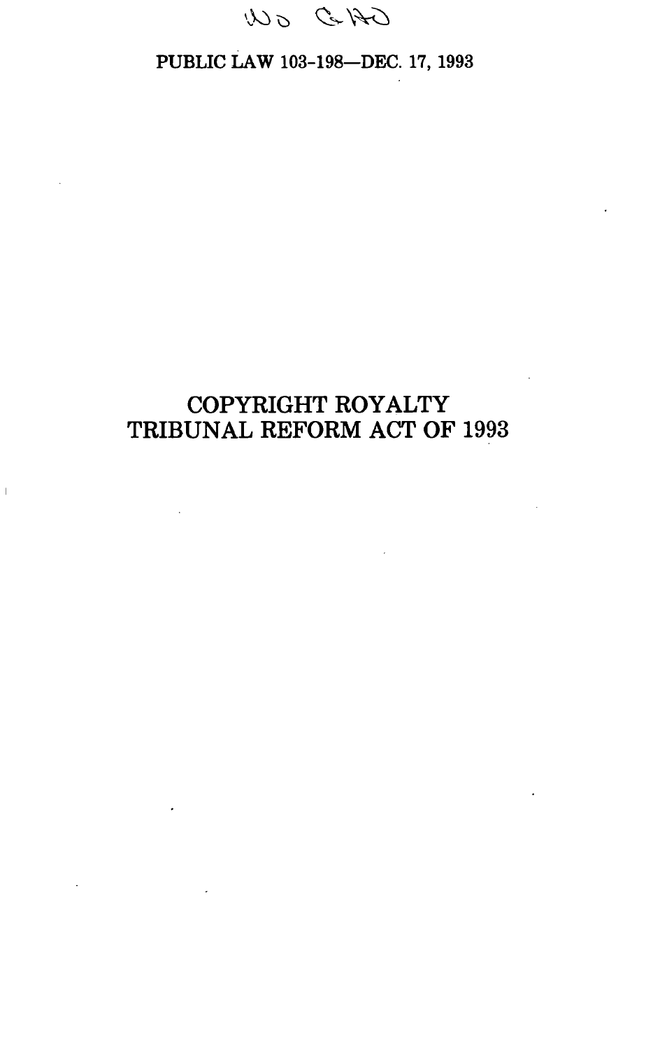PUBLIC LAW 103-198—DEC. 17, 1993

# COPYRIGHT ROYALTY TRIBUNAL REFORM ACT OF 1993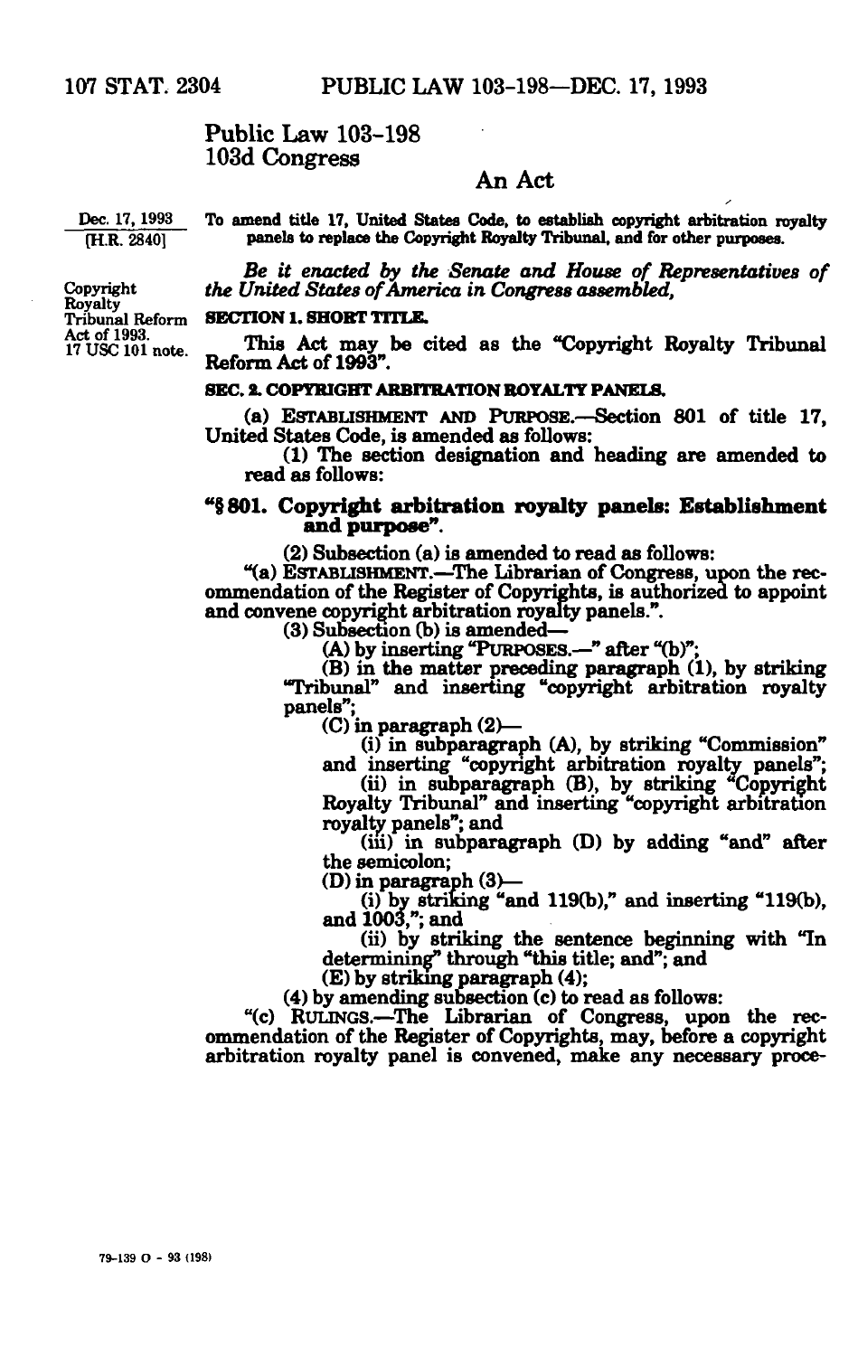# Public Law 103-198
## 103d Congress

## An Act

Dec. 17, 1993
[H.R. 2840]

To amend title 17, United States Code, to establish copyright arbitration royalty panels to replace the Copyright Royalty Tribunal, and for other purposes.

*Be it enacted by the Senate and House of Representatives of the United States of America in Congress assembled,*

Copyright Royalty Tribunal Reform Act of 1993.
17 USC 101 note.

**SECTION 1. SHORT TITLE.**

This Act may be cited as the "Copyright Royalty Tribunal Reform Act of 1993".

**SEC. 2. COPYRIGHT ARBITRATION ROYALTY PANELS.**

(a) ESTABLISHMENT AND PURPOSE.—Section 801 of title 17, United States Code, is amended as follows:

(1) The section designation and heading are amended to read as follows:

**"§ 801. Copyright arbitration royalty panels: Establishment and purpose".**

(2) Subsection (a) is amended to read as follows:

"(a) ESTABLISHMENT.—The Librarian of Congress, upon the recommendation of the Register of Copyrights, is authorized to appoint and convene copyright arbitration royalty panels.".

(3) Subsection (b) is amended—

(A) by inserting "PURPOSES.—" after "(b)";

(B) in the matter preceding paragraph (1), by striking "Tribunal" and inserting "copyright arbitration royalty panels";

(C) in paragraph (2)—

(i) in subparagraph (A), by striking "Commission" and inserting "copyright arbitration royalty panels";

(ii) in subparagraph (B), by striking "Copyright Royalty Tribunal" and inserting "copyright arbitration royalty panels"; and

(iii) in subparagraph (D) by adding "and" after the semicolon;

(D) in paragraph (3)—

(i) by striking "and 119(b)," and inserting "119(b), and 1003,"; and

(ii) by striking the sentence beginning with "In determining" through "this title; and"; and

(E) by striking paragraph (4);

(4) by amending subsection (c) to read as follows:

"(c) RULINGS.—The Librarian of Congress, upon the recommendation of the Register of Copyrights, may, before a copyright arbitration royalty panel is convened, make any necessary proce-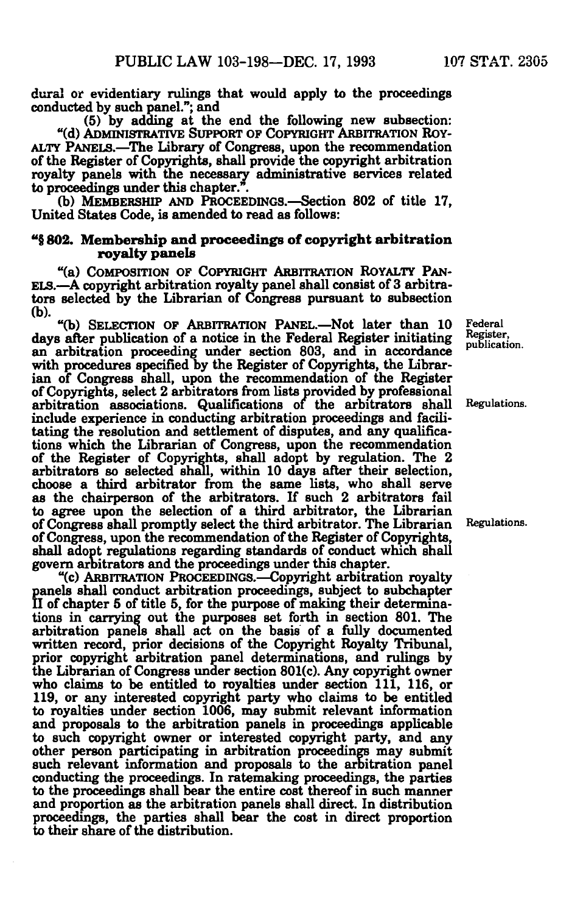dural or evidentiary rulings that would apply to the proceedings conducted by such panel."; and

(5) by adding at the end the following new subsection:

"(d) ADMINISTRATIVE SUPPORT OF COPYRIGHT ARBITRATION ROYALTY PANELS.—The Library of Congress, upon the recommendation of the Register of Copyrights, shall provide the copyright arbitration royalty panels with the necessary administrative services related to proceedings under this chapter.".

(b) MEMBERSHIP AND PROCEEDINGS.—Section 802 of title 17, United States Code, is amended to read as follows:

### "§ 802. Membership and proceedings of copyright arbitration royalty panels

"(a) COMPOSITION OF COPYRIGHT ARBITRATION ROYALTY PANELS.—A copyright arbitration royalty panel shall consist of 3 arbitrators selected by the Librarian of Congress pursuant to subsection (b).

"(b) SELECTION OF ARBITRATION PANEL.—Not later than 10 days after publication of a notice in the Federal Register initiating an arbitration proceeding under section 803, and in accordance with procedures specified by the Register of Copyrights, the Librarian of Congress shall, upon the recommendation of the Register of Copyrights, select 2 arbitrators from lists provided by professional arbitration associations. Qualifications of the arbitrators shall include experience in conducting arbitration proceedings and facilitating the resolution and settlement of disputes, and any qualifications which the Librarian of Congress, upon the recommendation of the Register of Copyrights, shall adopt by regulation. The 2 arbitrators so selected shall, within 10 days after their selection, choose a third arbitrator from the same lists, who shall serve as the chairperson of the arbitrators. If such 2 arbitrators fail to agree upon the selection of a third arbitrator, the Librarian of Congress shall promptly select the third arbitrator. The Librarian of Congress, upon the recommendation of the Register of Copyrights, shall adopt regulations regarding standards of conduct which shall govern arbitrators and the proceedings under this chapter.

Federal Register, publication.

Regulations.

Regulations.

"(c) ARBITRATION PROCEEDINGS.—Copyright arbitration royalty panels shall conduct arbitration proceedings, subject to subchapter II of chapter 5 of title 5, for the purpose of making their determinations in carrying out the purposes set forth in section 801. The arbitration panels shall act on the basis of a fully documented written record, prior decisions of the Copyright Royalty Tribunal, prior copyright arbitration panel determinations, and rulings by the Librarian of Congress under section 801(c). Any copyright owner who claims to be entitled to royalties under section 111, 116, or 119, or any interested copyright party who claims to be entitled to royalties under section 1006, may submit relevant information and proposals to the arbitration panels in proceedings applicable to such copyright owner or interested copyright party, and any other person participating in arbitration proceedings may submit such relevant information and proposals to the arbitration panel conducting the proceedings. In ratemaking proceedings, the parties to the proceedings shall bear the entire cost thereof in such manner and proportion as the arbitration panels shall direct. In distribution proceedings, the parties shall bear the cost in direct proportion to their share of the distribution.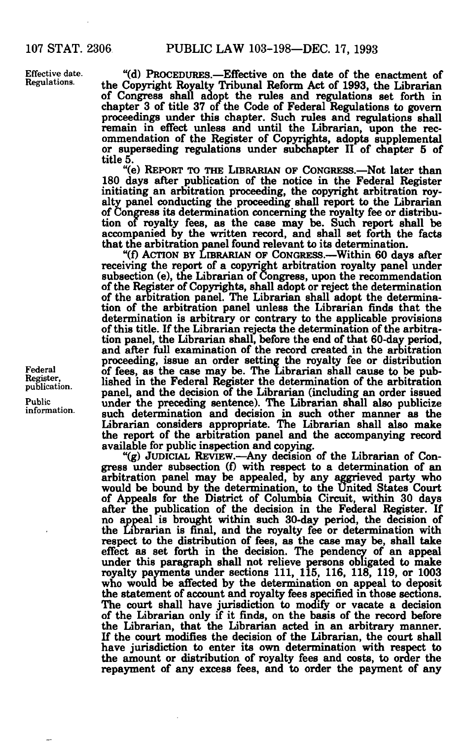Effective date. Regulations.

"(d) PROCEDURES.—Effective on the date of the enactment of the Copyright Royalty Tribunal Reform Act of 1993, the Librarian of Congress shall adopt the rules and regulations set forth in chapter 3 of title 37 of the Code of Federal Regulations to govern proceedings under this chapter. Such rules and regulations shall remain in effect unless and until the Librarian, upon the recommendation of the Register of Copyrights, adopts supplemental or superseding regulations under subchapter II of chapter 5 of title 5.

"(e) REPORT TO THE LIBRARIAN OF CONGRESS.—Not later than 180 days after publication of the notice in the Federal Register initiating an arbitration proceeding, the copyright arbitration royalty panel conducting the proceeding shall report to the Librarian of Congress its determination concerning the royalty fee or distribution of royalty fees, as the case may be. Such report shall be accompanied by the written record, and shall set forth the facts that the arbitration panel found relevant to its determination.

"(f) ACTION BY LIBRARIAN OF CONGRESS.—Within 60 days after receiving the report of a copyright arbitration royalty panel under subsection (e), the Librarian of Congress, upon the recommendation of the Register of Copyrights, shall adopt or reject the determination of the arbitration panel. The Librarian shall adopt the determination of the arbitration panel unless the Librarian finds that the determination is arbitrary or contrary to the applicable provisions of this title. If the Librarian rejects the determination of the arbitration panel, the Librarian shall, before the end of that 60-day period, and after full examination of the record created in the arbitration proceeding, issue an order setting the royalty fee or distribution of fees, as the case may be. The Librarian shall cause to be published in the Federal Register the determination of the arbitration panel, and the decision of the Librarian (including an order issued under the preceding sentence). The Librarian shall also publicize such determination and decision in such other manner as the Librarian considers appropriate. The Librarian shall also make the report of the arbitration panel and the accompanying record available for public inspection and copying.

Federal Register, publication.

Public information.

"(g) JUDICIAL REVIEW.—Any decision of the Librarian of Congress under subsection (f) with respect to a determination of an arbitration panel may be appealed, by any aggrieved party who would be bound by the determination, to the United States Court of Appeals for the District of Columbia Circuit, within 30 days after the publication of the decision in the Federal Register. If no appeal is brought within such 30-day period, the decision of the Librarian is final, and the royalty fee or determination with respect to the distribution of fees, as the case may be, shall take effect as set forth in the decision. The pendency of an appeal under this paragraph shall not relieve persons obligated to make royalty payments under sections 111, 115, 116, 118, 119, or 1003 who would be affected by the determination on appeal to deposit the statement of account and royalty fees specified in those sections. The court shall have jurisdiction to modify or vacate a decision of the Librarian only if it finds, on the basis of the record before the Librarian, that the Librarian acted in an arbitrary manner. If the court modifies the decision of the Librarian, the court shall have jurisdiction to enter its own determination with respect to the amount or distribution of royalty fees and costs, to order the repayment of any excess fees, and to order the payment of any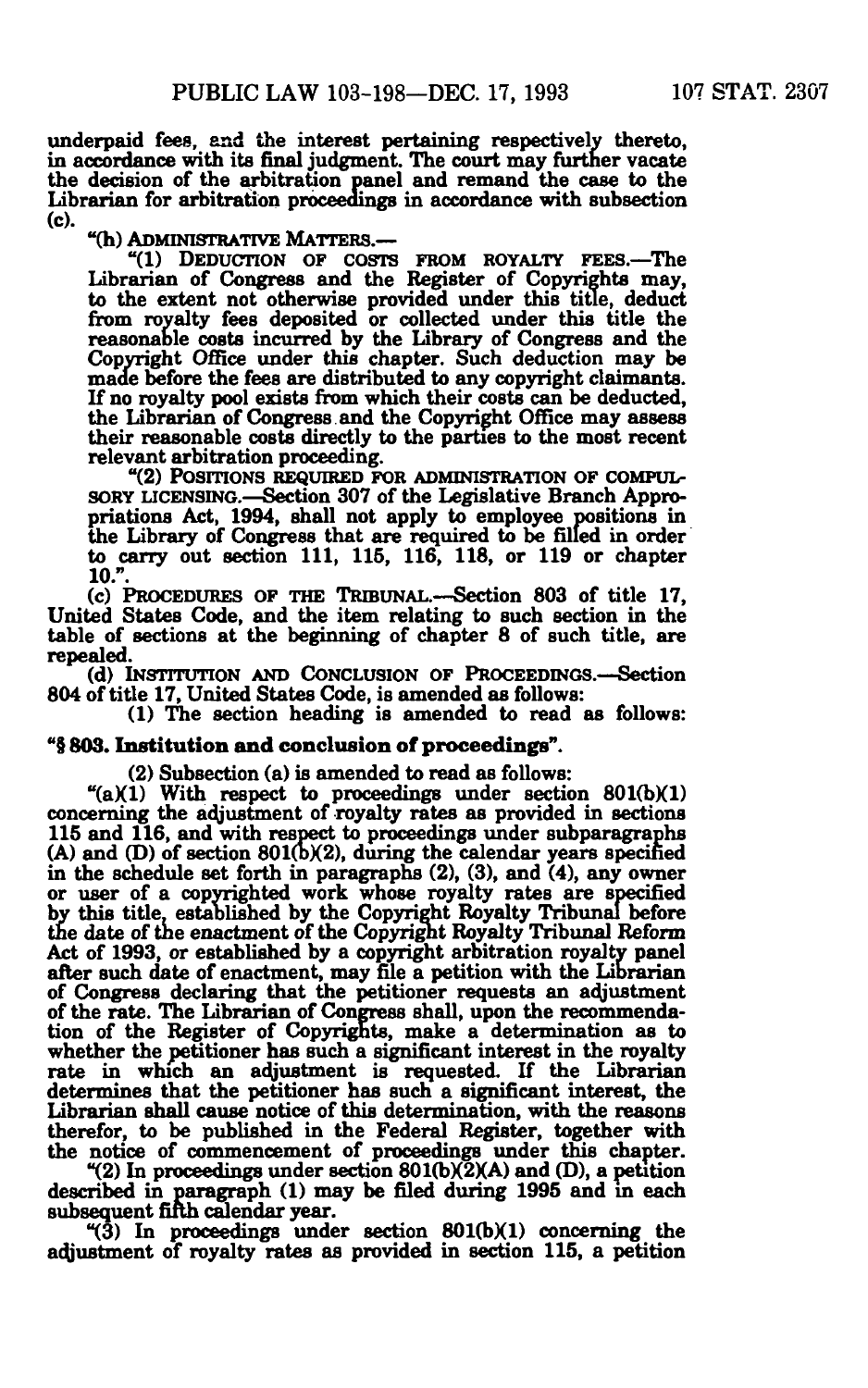underpaid fees, and the interest pertaining respectively thereto, in accordance with its final judgment. The court may further vacate the decision of the arbitration panel and remand the case to the Librarian for arbitration proceedings in accordance with subsection (c).

"(h) ADMINISTRATIVE MATTERS.—

"(1) DEDUCTION OF COSTS FROM ROYALTY FEES.—The Librarian of Congress and the Register of Copyrights may, to the extent not otherwise provided under this title, deduct from royalty fees deposited or collected under this title the reasonable costs incurred by the Library of Congress and the Copyright Office under this chapter. Such deduction may be made before the fees are distributed to any copyright claimants. If no royalty pool exists from which their costs can be deducted, the Librarian of Congress and the Copyright Office may assess their reasonable costs directly to the parties to the most recent relevant arbitration proceeding.

"(2) POSITIONS REQUIRED FOR ADMINISTRATION OF COMPULSORY LICENSING.—Section 307 of the Legislative Branch Appropriations Act, 1994, shall not apply to employee positions in the Library of Congress that are required to be filled in order to carry out section 111, 115, 116, 118, or 119 or chapter 10.".

(c) PROCEDURES OF THE TRIBUNAL.—Section 803 of title 17, United States Code, and the item relating to such section in the table of sections at the beginning of chapter 8 of such title, are repealed.

(d) INSTITUTION AND CONCLUSION OF PROCEEDINGS.—Section 804 of title 17, United States Code, is amended as follows:

(1) The section heading is amended to read as follows:

**"§ 803. Institution and conclusion of proceedings".**

(2) Subsection (a) is amended to read as follows:

"(a)(1) With respect to proceedings under section 801(b)(1) concerning the adjustment of royalty rates as provided in sections 115 and 116, and with respect to proceedings under subparagraphs (A) and (D) of section 801(b)(2), during the calendar years specified in the schedule set forth in paragraphs (2), (3), and (4), any owner or user of a copyrighted work whose royalty rates are specified by this title, established by the Copyright Royalty Tribunal before the date of the enactment of the Copyright Royalty Tribunal Reform Act of 1993, or established by a copyright arbitration royalty panel after such date of enactment, may file a petition with the Librarian of Congress declaring that the petitioner requests an adjustment of the rate. The Librarian of Congress shall, upon the recommendation of the Register of Copyrights, make a determination as to whether the petitioner has such a significant interest in the royalty rate in which an adjustment is requested. If the Librarian determines that the petitioner has such a significant interest, the Librarian shall cause notice of this determination, with the reasons therefor, to be published in the Federal Register, together with the notice of commencement of proceedings under this chapter.

"(2) In proceedings under section 801(b)(2)(A) and (D), a petition described in paragraph (1) may be filed during 1995 and in each subsequent fifth calendar year.

"(3) In proceedings under section 801(b)(1) concerning the adjustment of royalty rates as provided in section 115, a petition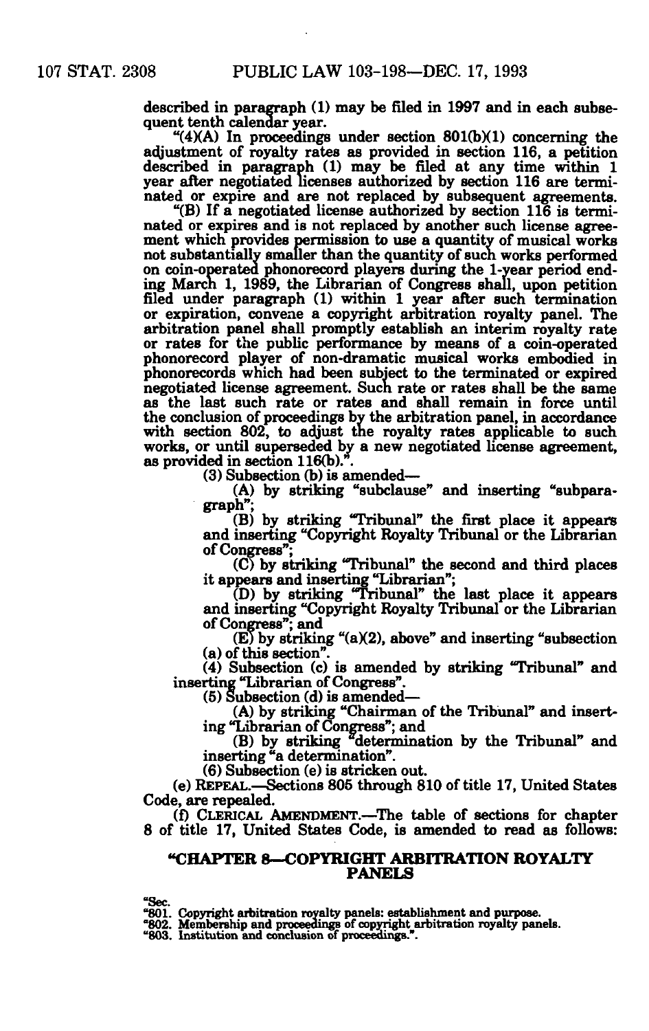described in paragraph (1) may be filed in 1997 and in each subsequent tenth calendar year.

"(4)(A) In proceedings under section 801(b)(1) concerning the adjustment of royalty rates as provided in section 116, a petition described in paragraph (1) may be filed at any time within 1 year after negotiated licenses authorized by section 116 are terminated or expire and are not replaced by subsequent agreements.

"(B) If a negotiated license authorized by section 116 is terminated or expires and is not replaced by another such license agreement which provides permission to use a quantity of musical works not substantially smaller than the quantity of such works performed on coin-operated phonorecord players during the 1-year period ending March 1, 1989, the Librarian of Congress shall, upon petition filed under paragraph (1) within 1 year after such termination or expiration, convene a copyright arbitration royalty panel. The arbitration panel shall promptly establish an interim royalty rate or rates for the public performance by means of a coin-operated phonorecord player of non-dramatic musical works embodied in phonorecords which had been subject to the terminated or expired negotiated license agreement. Such rate or rates shall be the same as the last such rate or rates and shall remain in force until the conclusion of proceedings by the arbitration panel, in accordance with section 802, to adjust the royalty rates applicable to such works, or until superseded by a new negotiated license agreement, as provided in section 116(b).".

(3) Subsection (b) is amended—

(A) by striking "subclause" and inserting "subparagraph";

(B) by striking "Tribunal" the first place it appears and inserting "Copyright Royalty Tribunal or the Librarian of Congress";

(C) by striking "Tribunal" the second and third places it appears and inserting "Librarian";

(D) by striking "Tribunal" the last place it appears and inserting "Copyright Royalty Tribunal or the Librarian of Congress"; and

(E) by striking "(a)(2), above" and inserting "subsection (a) of this section".

(4) Subsection (c) is amended by striking "Tribunal" and inserting "Librarian of Congress".

(5) Subsection (d) is amended—

(A) by striking "Chairman of the Tribunal" and inserting "Librarian of Congress"; and

(B) by striking "determination by the Tribunal" and inserting "a determination".

(6) Subsection (e) is stricken out.

(e) REPEAL.—Sections 805 through 810 of title 17, United States Code, are repealed.

(f) CLERICAL AMENDMENT.—The table of sections for chapter 8 of title 17, United States Code, is amended to read as follows:

## "CHAPTER 8—COPYRIGHT ARBITRATION ROYALTY PANELS

"Sec.
"801. Copyright arbitration royalty panels: establishment and purpose.
"802. Membership and proceedings of copyright arbitration royalty panels.
"803. Institution and conclusion of proceedings.".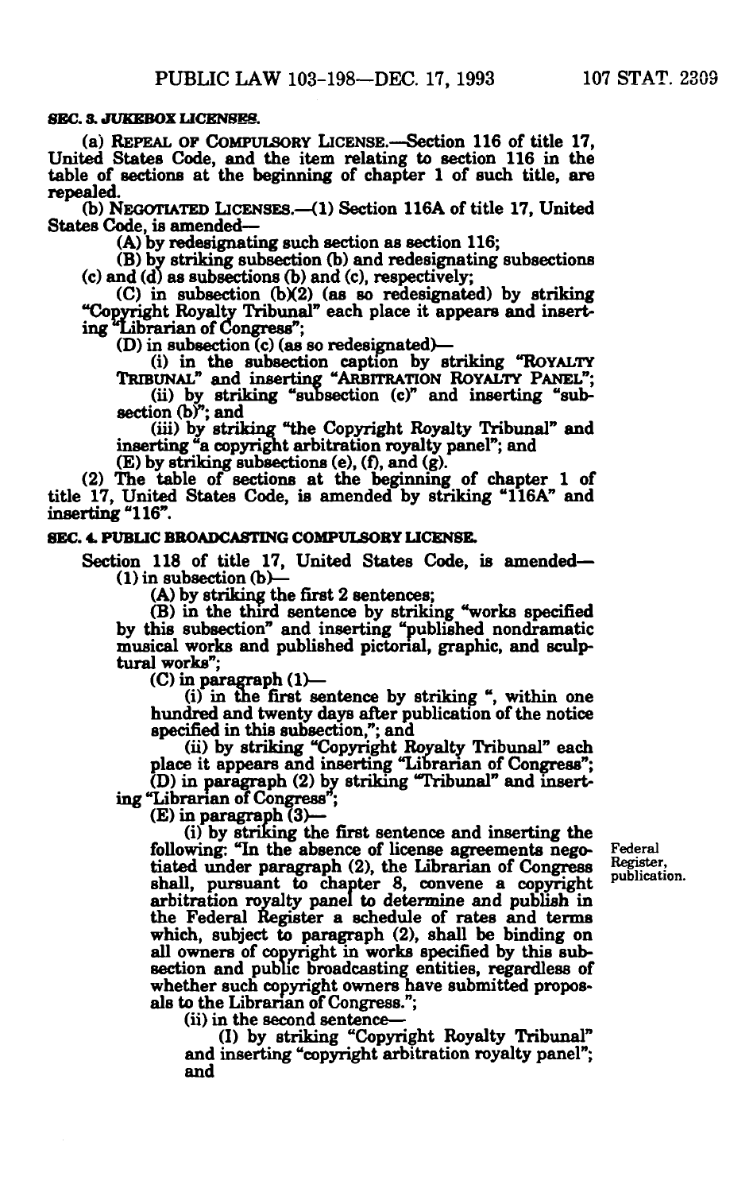**SEC. 3. JUKEBOX LICENSES.**

(a) REPEAL OF COMPULSORY LICENSE.—Section 116 of title 17, United States Code, and the item relating to section 116 in the table of sections at the beginning of chapter 1 of such title, are repealed.

(b) NEGOTIATED LICENSES.—(1) Section 116A of title 17, United States Code, is amended—

(A) by redesignating such section as section 116;

(B) by striking subsection (b) and redesignating subsections (c) and (d) as subsections (b) and (c), respectively;

(C) in subsection (b)(2) (as so redesignated) by striking "Copyright Royalty Tribunal" each place it appears and inserting "Librarian of Congress";

(D) in subsection (c) (as so redesignated)—

(i) in the subsection caption by striking "ROYALTY TRIBUNAL" and inserting "ARBITRATION ROYALTY PANEL";

(ii) by striking "subsection (c)" and inserting "subsection (b)"; and

(iii) by striking "the Copyright Royalty Tribunal" and inserting "a copyright arbitration royalty panel"; and

(E) by striking subsections (e), (f), and (g).

(2) The table of sections at the beginning of chapter 1 of title 17, United States Code, is amended by striking "116A" and inserting "116".

**SEC. 4. PUBLIC BROADCASTING COMPULSORY LICENSE.**

Section 118 of title 17, United States Code, is amended—

(1) in subsection (b)—

(A) by striking the first 2 sentences;

(B) in the third sentence by striking "works specified by this subsection" and inserting "published nondramatic musical works and published pictorial, graphic, and sculptural works";

(C) in paragraph (1)—

(i) in the first sentence by striking ", within one hundred and twenty days after publication of the notice specified in this subsection,"; and

(ii) by striking "Copyright Royalty Tribunal" each place it appears and inserting "Librarian of Congress";

(D) in paragraph (2) by striking "Tribunal" and inserting "Librarian of Congress";

(E) in paragraph (3)—

(i) by striking the first sentence and inserting the following: "In the absence of license agreements negotiated under paragraph (2), the Librarian of Congress shall, pursuant to chapter 8, convene a copyright arbitration royalty panel to determine and publish in the Federal Register a schedule of rates and terms which, subject to paragraph (2), shall be binding on all owners of copyright in works specified by this subsection and public broadcasting entities, regardless of whether such copyright owners have submitted proposals to the Librarian of Congress.";

Federal Register, publication.

(ii) in the second sentence—

(I) by striking "Copyright Royalty Tribunal" and inserting "copyright arbitration royalty panel"; and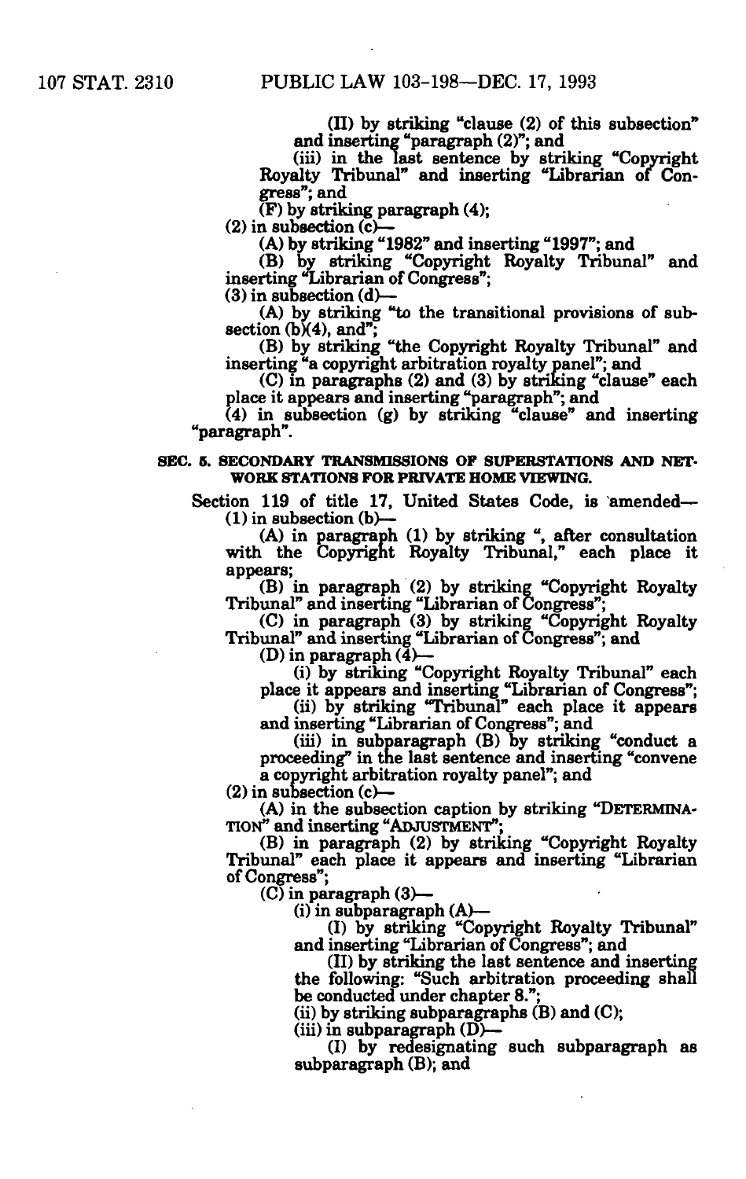(II) by striking "clause (2) of this subsection" and inserting "paragraph (2)"; and

(iii) in the last sentence by striking "Copyright Royalty Tribunal" and inserting "Librarian of Congress"; and

(F) by striking paragraph (4);

(2) in subsection (c)—

(A) by striking "1982" and inserting "1997"; and

(B) by striking "Copyright Royalty Tribunal" and inserting "Librarian of Congress";

(3) in subsection (d)—

(A) by striking "to the transitional provisions of subsection (b)(4), and";

(B) by striking "the Copyright Royalty Tribunal" and inserting "a copyright arbitration royalty panel"; and

(C) in paragraphs (2) and (3) by striking "clause" each place it appears and inserting "paragraph"; and

(4) in subsection (g) by striking "clause" and inserting "paragraph".

**SEC. 5. SECONDARY TRANSMISSIONS OF SUPERSTATIONS AND NETWORK STATIONS FOR PRIVATE HOME VIEWING.**

Section 119 of title 17, United States Code, is amended—

(1) in subsection (b)—

(A) in paragraph (1) by striking ", after consultation with the Copyright Royalty Tribunal," each place it appears;

(B) in paragraph (2) by striking "Copyright Royalty Tribunal" and inserting "Librarian of Congress";

(C) in paragraph (3) by striking "Copyright Royalty Tribunal" and inserting "Librarian of Congress"; and

(D) in paragraph (4)—

(i) by striking "Copyright Royalty Tribunal" each place it appears and inserting "Librarian of Congress";

(ii) by striking "Tribunal" each place it appears and inserting "Librarian of Congress"; and

(iii) in subparagraph (B) by striking "conduct a proceeding" in the last sentence and inserting "convene a copyright arbitration royalty panel"; and

(2) in subsection (c)—

(A) in the subsection caption by striking "DETERMINATION" and inserting "ADJUSTMENT";

(B) in paragraph (2) by striking "Copyright Royalty Tribunal" each place it appears and inserting "Librarian of Congress";

(C) in paragraph (3)—

(i) in subparagraph (A)—

(I) by striking "Copyright Royalty Tribunal" and inserting "Librarian of Congress"; and

(II) by striking the last sentence and inserting the following: "Such arbitration proceeding shall be conducted under chapter 8.";

(ii) by striking subparagraphs (B) and (C);

(iii) in subparagraph (D)—

(I) by redesignating such subparagraph as subparagraph (B); and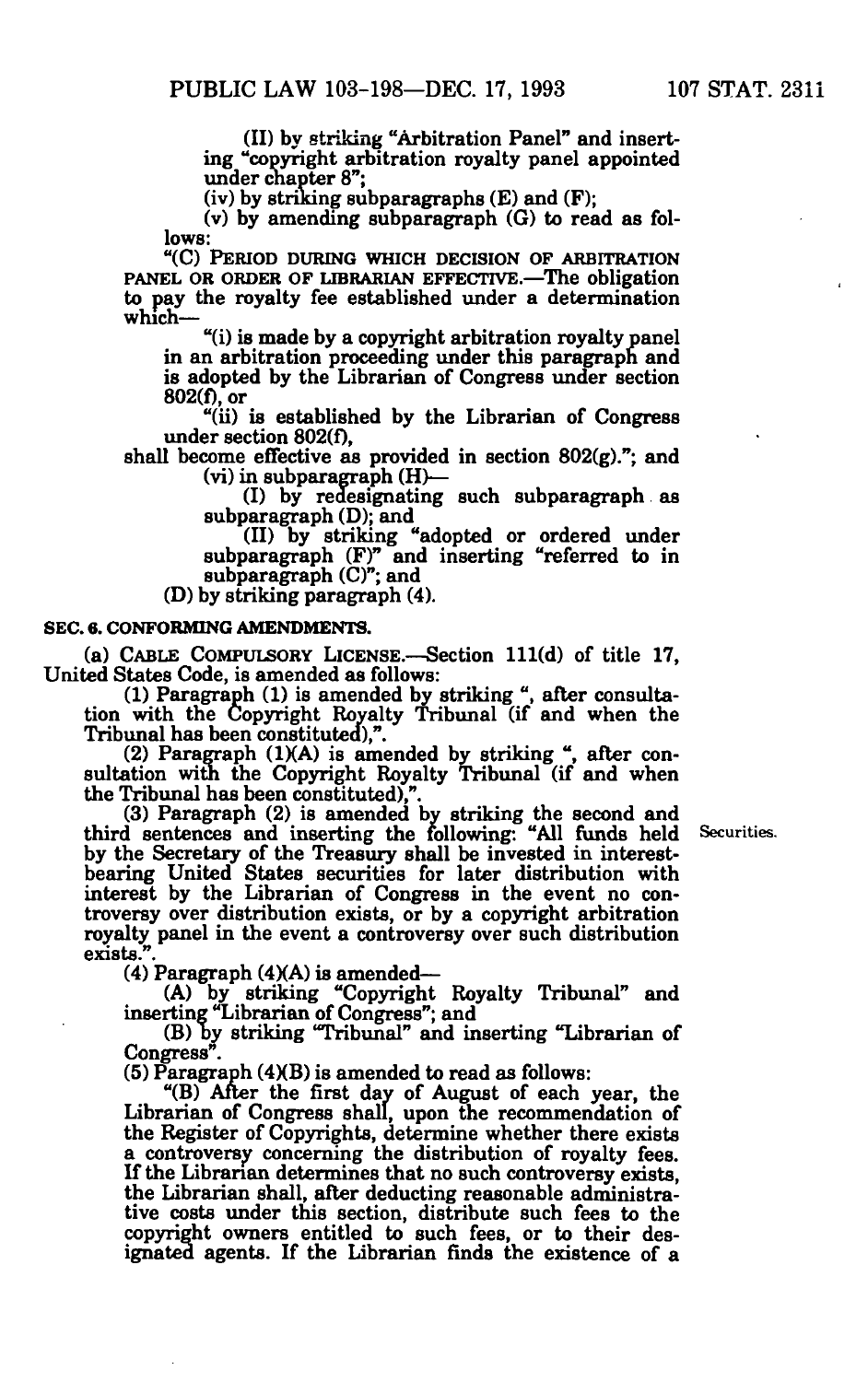(II) by striking "Arbitration Panel" and inserting "copyright arbitration royalty panel appointed under chapter 8";

(iv) by striking subparagraphs (E) and (F);

(v) by amending subparagraph (G) to read as follows:

"(C) PERIOD DURING WHICH DECISION OF ARBITRATION PANEL OR ORDER OF LIBRARIAN EFFECTIVE.—The obligation to pay the royalty fee established under a determination which—

"(i) is made by a copyright arbitration royalty panel in an arbitration proceeding under this paragraph and is adopted by the Librarian of Congress under section 802(f), or

"(ii) is established by the Librarian of Congress under section 802(f),

shall become effective as provided in section 802(g)."; and

(vi) in subparagraph (H)—

(I) by redesignating such subparagraph as subparagraph (D); and

(II) by striking "adopted or ordered under subparagraph (F)" and inserting "referred to in subparagraph (C)"; and

(D) by striking paragraph (4).

**SEC. 6. CONFORMING AMENDMENTS.**

(a) CABLE COMPULSORY LICENSE.—Section 111(d) of title 17, United States Code, is amended as follows:

(1) Paragraph (1) is amended by striking ", after consultation with the Copyright Royalty Tribunal (if and when the Tribunal has been constituted),".

(2) Paragraph (1)(A) is amended by striking ", after consultation with the Copyright Royalty Tribunal (if and when the Tribunal has been constituted),".

(3) Paragraph (2) is amended by striking the second and third sentences and inserting the following: "All funds held by the Secretary of the Treasury shall be invested in interest-bearing United States securities for later distribution with interest by the Librarian of Congress in the event no controversy over distribution exists, or by a copyright arbitration royalty panel in the event a controversy over such distribution exists.".

Securities.

(4) Paragraph (4)(A) is amended—

(A) by striking "Copyright Royalty Tribunal" and inserting "Librarian of Congress"; and

(B) by striking "Tribunal" and inserting "Librarian of Congress".

(5) Paragraph (4)(B) is amended to read as follows:

"(B) After the first day of August of each year, the Librarian of Congress shall, upon the recommendation of the Register of Copyrights, determine whether there exists a controversy concerning the distribution of royalty fees. If the Librarian determines that no such controversy exists, the Librarian shall, after deducting reasonable administrative costs under this section, distribute such fees to the copyright owners entitled to such fees, or to their designated agents. If the Librarian finds the existence of a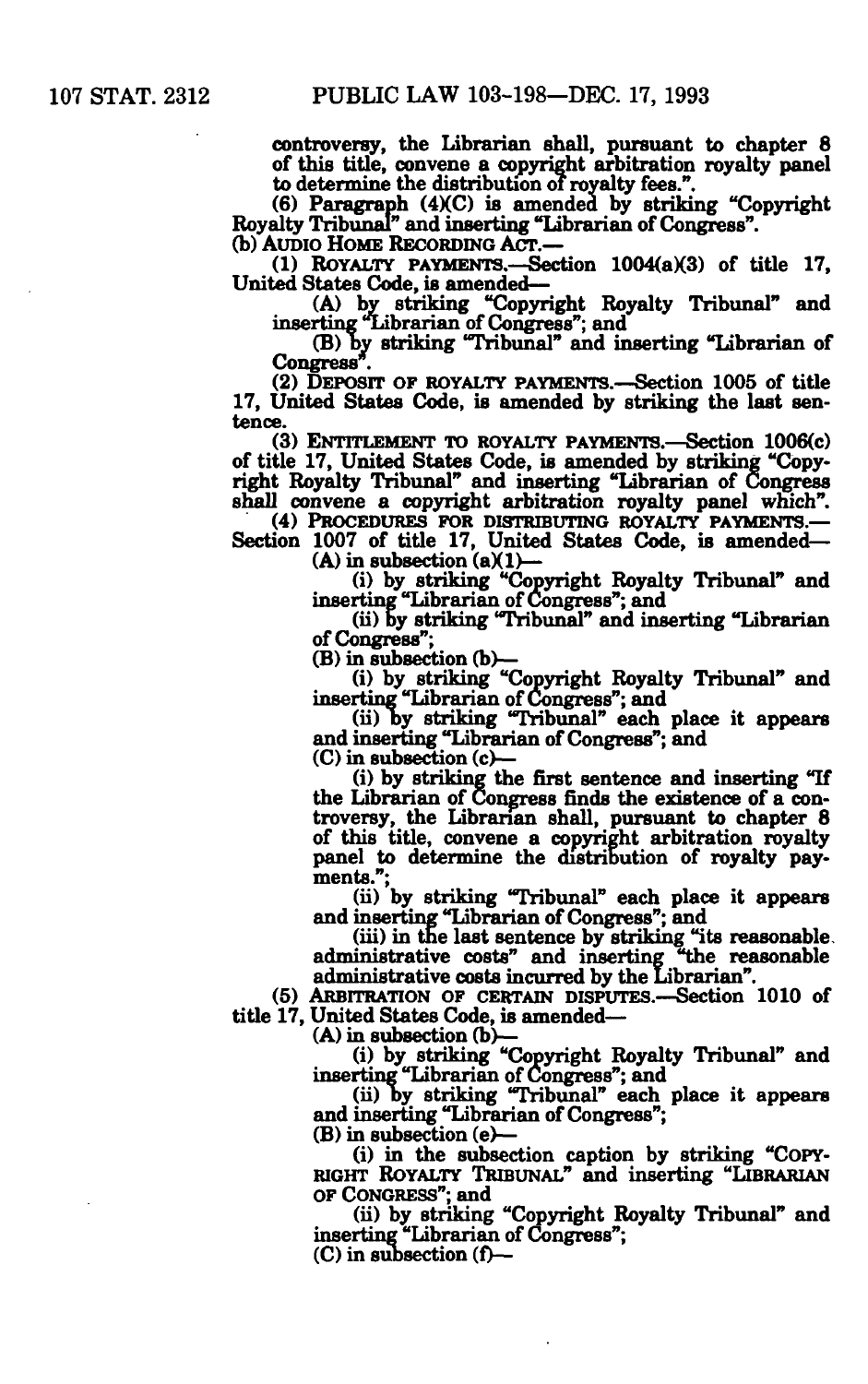controversy, the Librarian shall, pursuant to chapter 8 of this title, convene a copyright arbitration royalty panel to determine the distribution of royalty fees.".

(6) Paragraph (4)(C) is amended by striking "Copyright Royalty Tribunal" and inserting "Librarian of Congress".

(b) AUDIO HOME RECORDING ACT.—

(1) ROYALTY PAYMENTS.—Section 1004(a)(3) of title 17, United States Code, is amended—

(A) by striking "Copyright Royalty Tribunal" and inserting "Librarian of Congress"; and

(B) by striking "Tribunal" and inserting "Librarian of Congress".

(2) DEPOSIT OF ROYALTY PAYMENTS.—Section 1005 of title 17, United States Code, is amended by striking the last sentence.

(3) ENTITLEMENT TO ROYALTY PAYMENTS.—Section 1006(c) of title 17, United States Code, is amended by striking "Copyright Royalty Tribunal" and inserting "Librarian of Congress shall convene a copyright arbitration royalty panel which".

(4) PROCEDURES FOR DISTRIBUTING ROYALTY PAYMENTS.—Section 1007 of title 17, United States Code, is amended—

(A) in subsection (a)(1)—

(i) by striking "Copyright Royalty Tribunal" and inserting "Librarian of Congress"; and

(ii) by striking "Tribunal" and inserting "Librarian of Congress";

(B) in subsection (b)—

(i) by striking "Copyright Royalty Tribunal" and inserting "Librarian of Congress"; and

(ii) by striking "Tribunal" each place it appears and inserting "Librarian of Congress"; and

(C) in subsection (c)—

(i) by striking the first sentence and inserting "If the Librarian of Congress finds the existence of a controversy, the Librarian shall, pursuant to chapter 8 of this title, convene a copyright arbitration royalty panel to determine the distribution of royalty payments.";

(ii) by striking "Tribunal" each place it appears and inserting "Librarian of Congress"; and

(iii) in the last sentence by striking "its reasonable administrative costs" and inserting "the reasonable administrative costs incurred by the Librarian".

(5) ARBITRATION OF CERTAIN DISPUTES.—Section 1010 of title 17, United States Code, is amended—

(A) in subsection (b)—

(i) by striking "Copyright Royalty Tribunal" and inserting "Librarian of Congress"; and

(ii) by striking "Tribunal" each place it appears and inserting "Librarian of Congress";

(B) in subsection (e)—

(i) in the subsection caption by striking "COPYRIGHT ROYALTY TRIBUNAL" and inserting "LIBRARIAN OF CONGRESS"; and

(ii) by striking "Copyright Royalty Tribunal" and inserting "Librarian of Congress";

(C) in subsection (f)—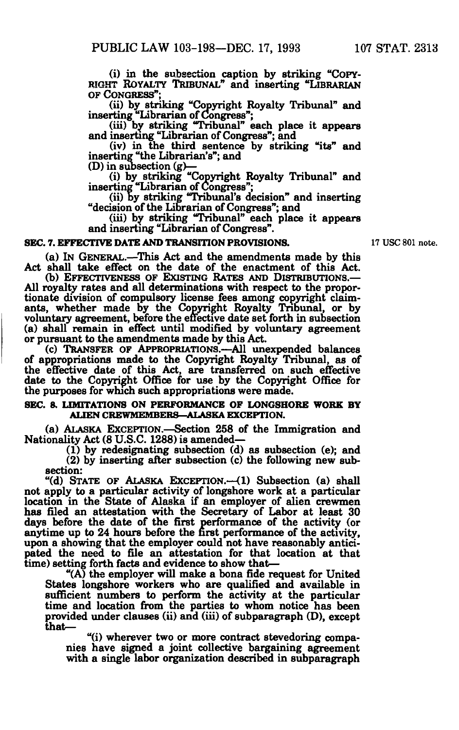(i) in the subsection caption by striking "COPYRIGHT ROYALTY TRIBUNAL" and inserting "LIBRARIAN OF CONGRESS";

(ii) by striking "Copyright Royalty Tribunal" and inserting "Librarian of Congress";

(iii) by striking "Tribunal" each place it appears and inserting "Librarian of Congress"; and

(iv) in the third sentence by striking "its" and inserting "the Librarian's"; and

(D) in subsection (g)—

(i) by striking "Copyright Royalty Tribunal" and inserting "Librarian of Congress";

(ii) by striking "Tribunal's decision" and inserting "decision of the Librarian of Congress"; and

(iii) by striking "Tribunal" each place it appears and inserting "Librarian of Congress".

**SEC. 7. EFFECTIVE DATE AND TRANSITION PROVISIONS.**

17 USC 801 note.

(a) IN GENERAL.—This Act and the amendments made by this Act shall take effect on the date of the enactment of this Act.

(b) EFFECTIVENESS OF EXISTING RATES AND DISTRIBUTIONS.—All royalty rates and all determinations with respect to the proportionate division of compulsory license fees among copyright claimants, whether made by the Copyright Royalty Tribunal, or by voluntary agreement, before the effective date set forth in subsection (a) shall remain in effect until modified by voluntary agreement or pursuant to the amendments made by this Act.

(c) TRANSFER OF APPROPRIATIONS.—All unexpended balances of appropriations made to the Copyright Royalty Tribunal, as of the effective date of this Act, are transferred on such effective date to the Copyright Office for use by the Copyright Office for the purposes for which such appropriations were made.

**SEC. 8. LIMITATIONS ON PERFORMANCE OF LONGSHORE WORK BY ALIEN CREWMEMBERS—ALASKA EXCEPTION.**

(a) ALASKA EXCEPTION.—Section 258 of the Immigration and Nationality Act (8 U.S.C. 1288) is amended—

(1) by redesignating subsection (d) as subsection (e); and

(2) by inserting after subsection (c) the following new subsection:

"(d) STATE OF ALASKA EXCEPTION.—(1) Subsection (a) shall not apply to a particular activity of longshore work at a particular location in the State of Alaska if an employer of alien crewmen has filed an attestation with the Secretary of Labor at least 30 days before the date of the first performance of the activity (or anytime up to 24 hours before the first performance of the activity, upon a showing that the employer could not have reasonably anticipated the need to file an attestation for that location at that time) setting forth facts and evidence to show that—

"(A) the employer will make a bona fide request for United States longshore workers who are qualified and available in sufficient numbers to perform the activity at the particular time and location from the parties to whom notice has been provided under clauses (ii) and (iii) of subparagraph (D), except that—

"(i) wherever two or more contract stevedoring companies have signed a joint collective bargaining agreement with a single labor organization described in subparagraph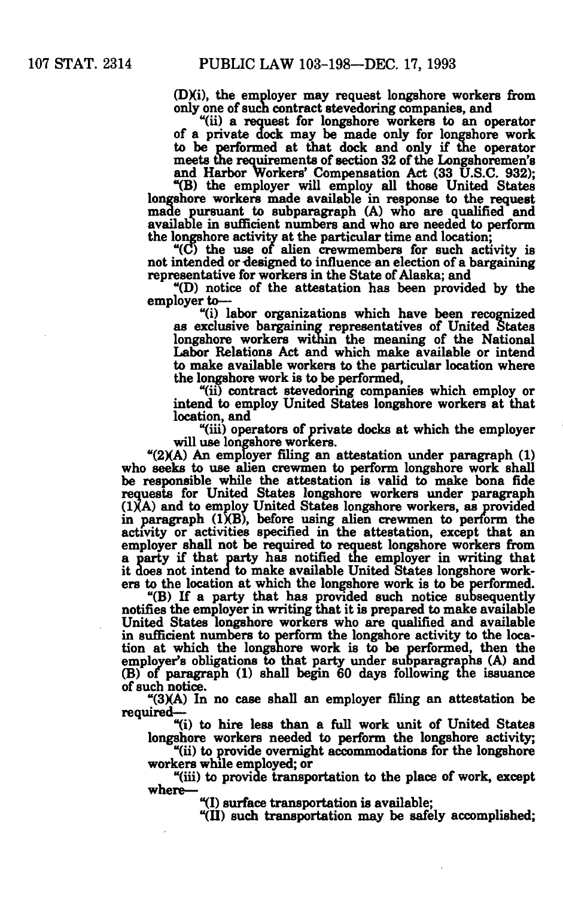(D)(i), the employer may request longshore workers from only one of such contract stevedoring companies, and

"(ii) a request for longshore workers to an operator of a private dock may be made only for longshore work to be performed at that dock and only if the operator meets the requirements of section 32 of the Longshoremen's and Harbor Workers' Compensation Act (33 U.S.C. 932);

"(B) the employer will employ all those United States longshore workers made available in response to the request made pursuant to subparagraph (A) who are qualified and available in sufficient numbers and who are needed to perform the longshore activity at the particular time and location;

"(C) the use of alien crewmembers for such activity is not intended or designed to influence an election of a bargaining representative for workers in the State of Alaska; and

"(D) notice of the attestation has been provided by the employer to—

"(i) labor organizations which have been recognized as exclusive bargaining representatives of United States longshore workers within the meaning of the National Labor Relations Act and which make available or intend to make available workers to the particular location where the longshore work is to be performed,

"(ii) contract stevedoring companies which employ or intend to employ United States longshore workers at that location, and

"(iii) operators of private docks at which the employer will use longshore workers.

"(2)(A) An employer filing an attestation under paragraph (1) who seeks to use alien crewmen to perform longshore work shall be responsible while the attestation is valid to make bona fide requests for United States longshore workers under paragraph (1)(A) and to employ United States longshore workers, as provided in paragraph (1)(B), before using alien crewmen to perform the activity or activities specified in the attestation, except that an employer shall not be required to request longshore workers from a party if that party has notified the employer in writing that it does not intend to make available United States longshore workers to the location at which the longshore work is to be performed.

"(B) If a party that has provided such notice subsequently notifies the employer in writing that it is prepared to make available United States longshore workers who are qualified and available in sufficient numbers to perform the longshore activity to the location at which the longshore work is to be performed, then the employer's obligations to that party under subparagraphs (A) and (B) of paragraph (1) shall begin 60 days following the issuance of such notice.

"(3)(A) In no case shall an employer filing an attestation be required—

"(i) to hire less than a full work unit of United States longshore workers needed to perform the longshore activity;

"(ii) to provide overnight accommodations for the longshore workers while employed; or

"(iii) to provide transportation to the place of work, except where—

"(I) surface transportation is available;

"(II) such transportation may be safely accomplished;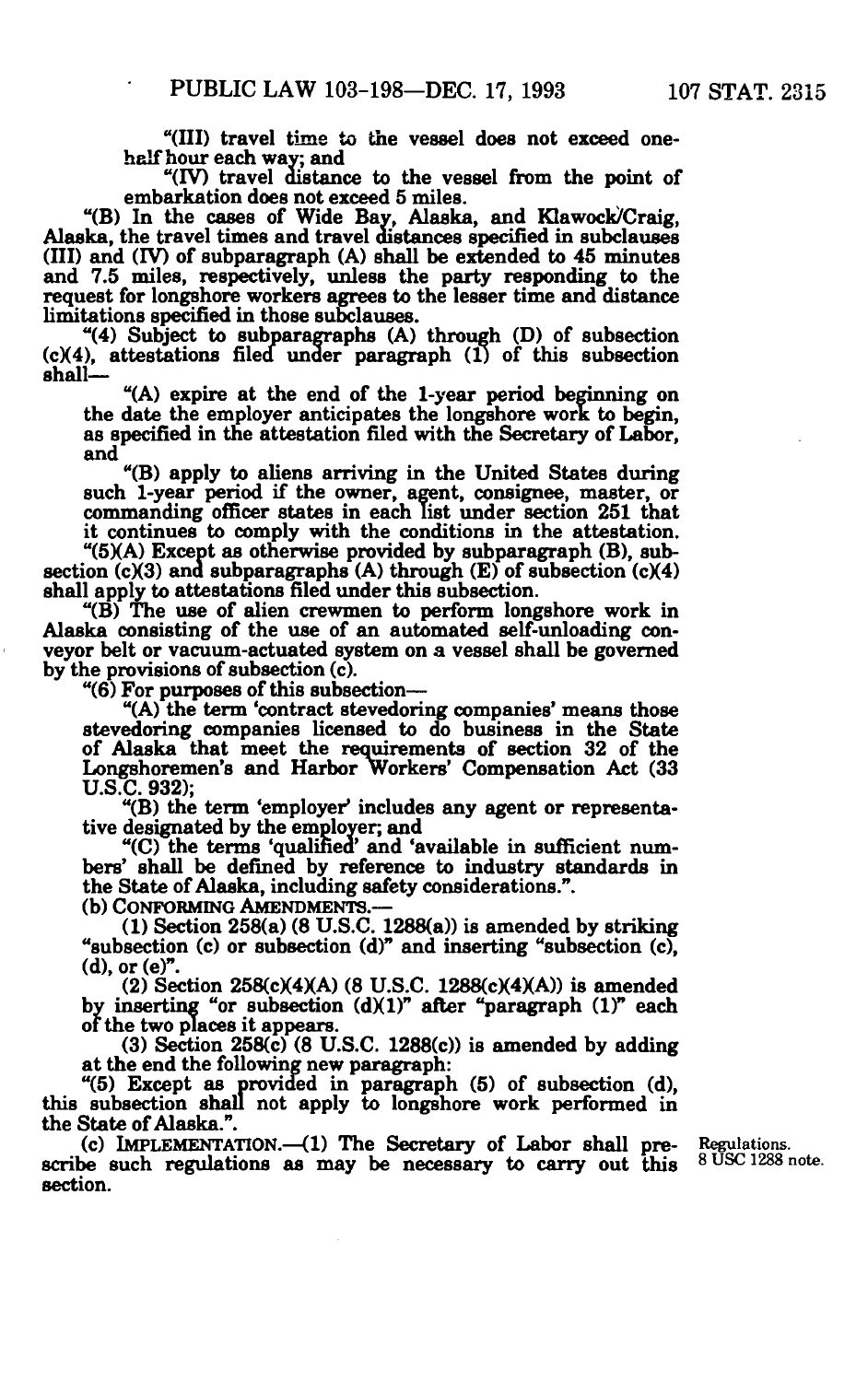"(III) travel time to the vessel does not exceed one-half hour each way; and

"(IV) travel distance to the vessel from the point of embarkation does not exceed 5 miles.

"(B) In the cases of Wide Bay, Alaska, and Klawock/Craig, Alaska, the travel times and travel distances specified in subclauses (III) and (IV) of subparagraph (A) shall be extended to 45 minutes and 7.5 miles, respectively, unless the party responding to the request for longshore workers agrees to the lesser time and distance limitations specified in those subclauses.

"(4) Subject to subparagraphs (A) through (D) of subsection (c)(4), attestations filed under paragraph (1) of this subsection shall—

"(A) expire at the end of the 1-year period beginning on the date the employer anticipates the longshore work to begin, as specified in the attestation filed with the Secretary of Labor, and

"(B) apply to aliens arriving in the United States during such 1-year period if the owner, agent, consignee, master, or commanding officer states in each list under section 251 that it continues to comply with the conditions in the attestation.

"(5)(A) Except as otherwise provided by subparagraph (B), subsection (c)(3) and subparagraphs (A) through (E) of subsection (c)(4) shall apply to attestations filed under this subsection.

"(B) The use of alien crewmen to perform longshore work in Alaska consisting of the use of an automated self-unloading conveyor belt or vacuum-actuated system on a vessel shall be governed by the provisions of subsection (c).

"(6) For purposes of this subsection—

"(A) the term 'contract stevedoring companies' means those stevedoring companies licensed to do business in the State of Alaska that meet the requirements of section 32 of the Longshoremen's and Harbor Workers' Compensation Act (33 U.S.C. 932);

"(B) the term 'employer' includes any agent or representative designated by the employer; and

"(C) the terms 'qualified' and 'available in sufficient numbers' shall be defined by reference to industry standards in the State of Alaska, including safety considerations.".

(b) CONFORMING AMENDMENTS.—

(1) Section 258(a) (8 U.S.C. 1288(a)) is amended by striking "subsection (c) or subsection (d)" and inserting "subsection (c), (d), or (e)".

(2) Section 258(c)(4)(A) (8 U.S.C. 1288(c)(4)(A)) is amended by inserting "or subsection (d)(1)" after "paragraph (1)" each of the two places it appears.

(3) Section 258(c) (8 U.S.C. 1288(c)) is amended by adding at the end the following new paragraph:

"(5) Except as provided in paragraph (5) of subsection (d), this subsection shall not apply to longshore work performed in the State of Alaska.".

(c) IMPLEMENTATION.—(1) The Secretary of Labor shall prescribe such regulations as may be necessary to carry out this section.

Regulations.
8 USC 1288 note.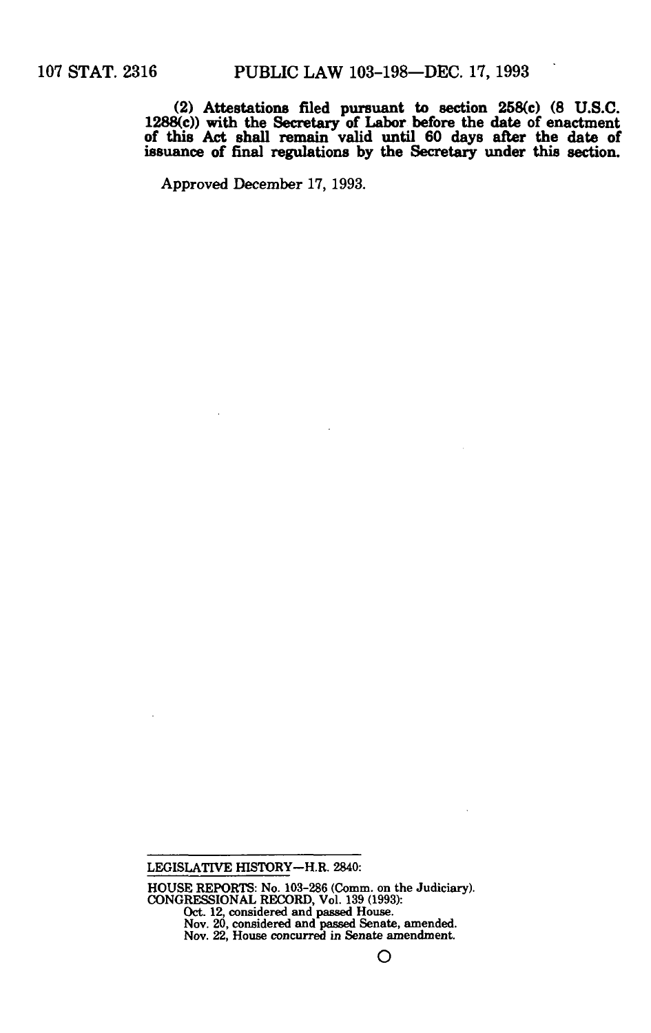**(2) Attestations filed pursuant to section 258(c) (8 U.S.C. 1288(c)) with the Secretary of Labor before the date of enactment of this Act shall remain valid until 60 days after the date of issuance of final regulations by the Secretary under this section.**

Approved December 17, 1993.

---

LEGISLATIVE HISTORY—H.R. 2840:

HOUSE REPORTS: No. 103-286 (Comm. on the Judiciary).
CONGRESSIONAL RECORD, Vol. 139 (1993):
Oct. 12, considered and passed House.
Nov. 20, considered and passed Senate, amended.
Nov. 22, House concurred in Senate amendment.

O